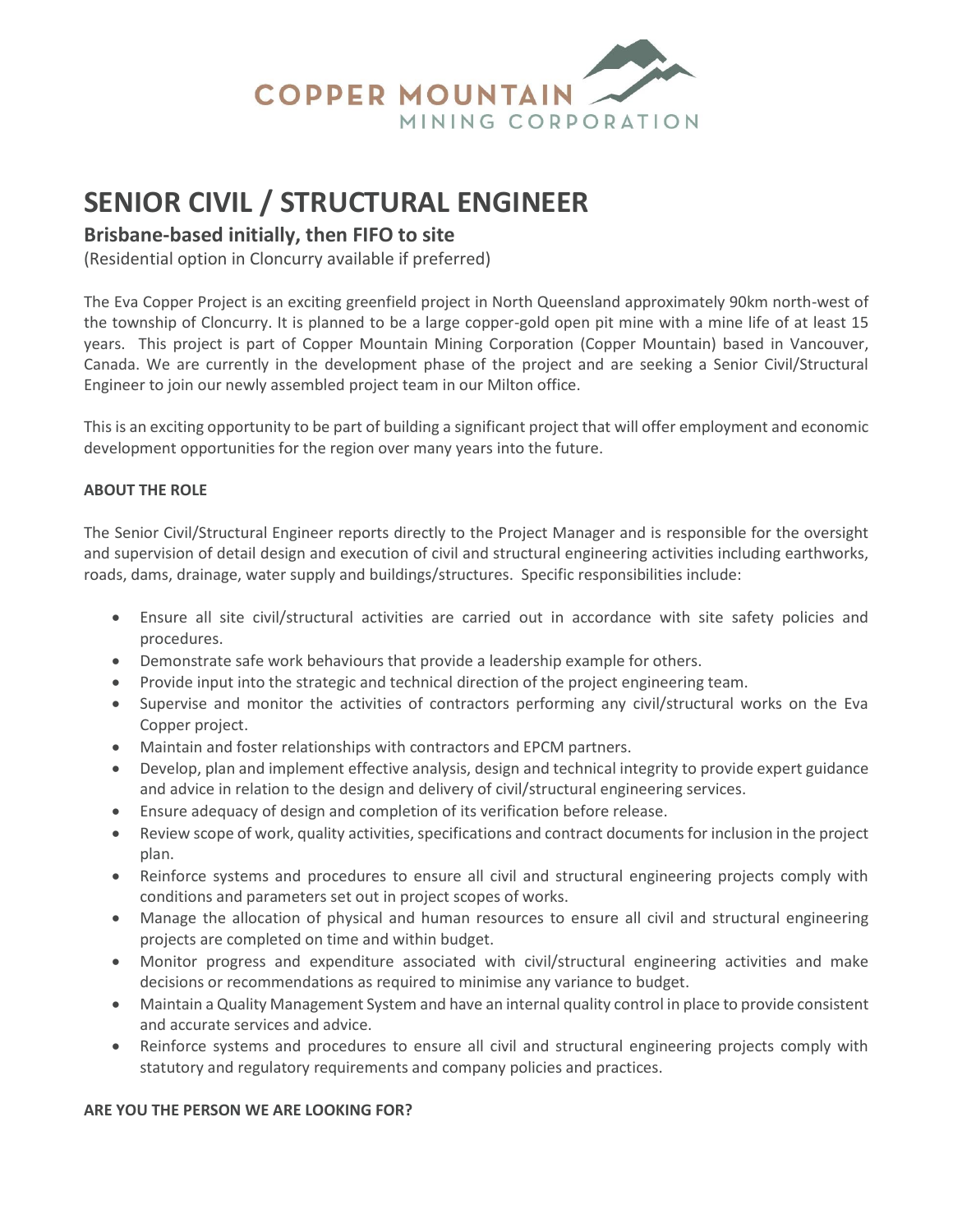COPPER MOUNTAIN
MINING CORPORATION

# SENIOR CIVIL / STRUCTURAL ENGINEER

## Brisbane-based initially, then FIFO to site

(Residential option in Cloncurry available if preferred)

The Eva Copper Project is an exciting greenfield project in North Queensland approximately 90km north-west of the township of Cloncurry. It is planned to be a large copper-gold open pit mine with a mine life of at least 15 years. This project is part of Copper Mountain Mining Corporation (Copper Mountain) based in Vancouver, Canada. We are currently in the development phase of the project and are seeking a Senior Civil/Structural Engineer to join our newly assembled project team in our Milton office.

This is an exciting opportunity to be part of building a significant project that will offer employment and economic development opportunities for the region over many years into the future.

**ABOUT THE ROLE**

The Senior Civil/Structural Engineer reports directly to the Project Manager and is responsible for the oversight and supervision of detail design and execution of civil and structural engineering activities including earthworks, roads, dams, drainage, water supply and buildings/structures. Specific responsibilities include:

- Ensure all site civil/structural activities are carried out in accordance with site safety policies and procedures.
- Demonstrate safe work behaviours that provide a leadership example for others.
- Provide input into the strategic and technical direction of the project engineering team.
- Supervise and monitor the activities of contractors performing any civil/structural works on the Eva Copper project.
- Maintain and foster relationships with contractors and EPCM partners.
- Develop, plan and implement effective analysis, design and technical integrity to provide expert guidance and advice in relation to the design and delivery of civil/structural engineering services.
- Ensure adequacy of design and completion of its verification before release.
- Review scope of work, quality activities, specifications and contract documents for inclusion in the project plan.
- Reinforce systems and procedures to ensure all civil and structural engineering projects comply with conditions and parameters set out in project scopes of works.
- Manage the allocation of physical and human resources to ensure all civil and structural engineering projects are completed on time and within budget.
- Monitor progress and expenditure associated with civil/structural engineering activities and make decisions or recommendations as required to minimise any variance to budget.
- Maintain a Quality Management System and have an internal quality control in place to provide consistent and accurate services and advice.
- Reinforce systems and procedures to ensure all civil and structural engineering projects comply with statutory and regulatory requirements and company policies and practices.

**ARE YOU THE PERSON WE ARE LOOKING FOR?**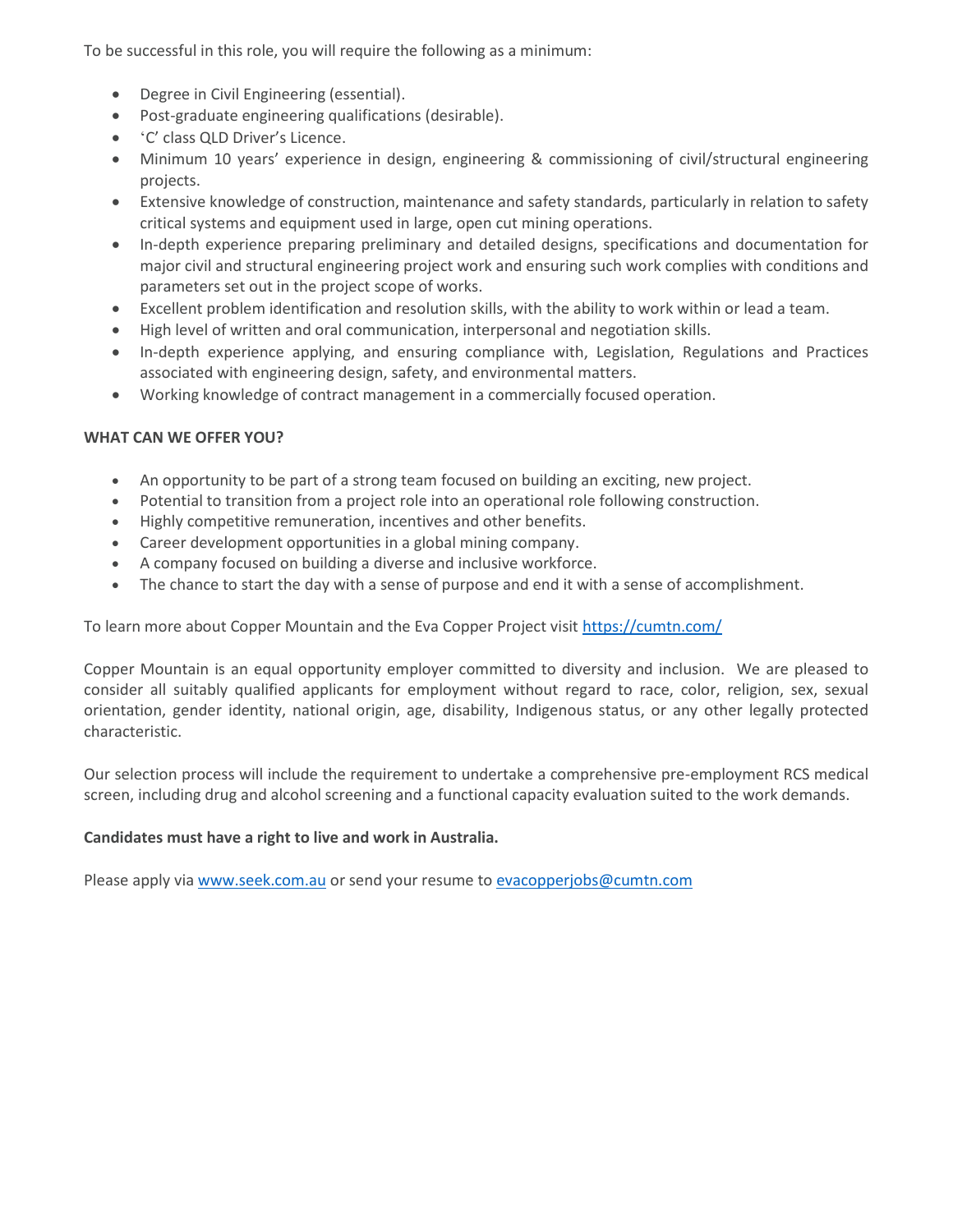To be successful in this role, you will require the following as a minimum:

- Degree in Civil Engineering (essential).
- Post-graduate engineering qualifications (desirable).
- ‘C’ class QLD Driver’s Licence.
- Minimum 10 years’ experience in design, engineering & commissioning of civil/structural engineering projects.
- Extensive knowledge of construction, maintenance and safety standards, particularly in relation to safety critical systems and equipment used in large, open cut mining operations.
- In-depth experience preparing preliminary and detailed designs, specifications and documentation for major civil and structural engineering project work and ensuring such work complies with conditions and parameters set out in the project scope of works.
- Excellent problem identification and resolution skills, with the ability to work within or lead a team.
- High level of written and oral communication, interpersonal and negotiation skills.
- In-depth experience applying, and ensuring compliance with, Legislation, Regulations and Practices associated with engineering design, safety, and environmental matters.
- Working knowledge of contract management in a commercially focused operation.

**WHAT CAN WE OFFER YOU?**

- An opportunity to be part of a strong team focused on building an exciting, new project.
- Potential to transition from a project role into an operational role following construction.
- Highly competitive remuneration, incentives and other benefits.
- Career development opportunities in a global mining company.
- A company focused on building a diverse and inclusive workforce.
- The chance to start the day with a sense of purpose and end it with a sense of accomplishment.

To learn more about Copper Mountain and the Eva Copper Project visit [https://cumtn.com/](https://cumtn.com/)

Copper Mountain is an equal opportunity employer committed to diversity and inclusion. We are pleased to consider all suitably qualified applicants for employment without regard to race, color, religion, sex, sexual orientation, gender identity, national origin, age, disability, Indigenous status, or any other legally protected characteristic.

Our selection process will include the requirement to undertake a comprehensive pre-employment RCS medical screen, including drug and alcohol screening and a functional capacity evaluation suited to the work demands.

**Candidates must have a right to live and work in Australia.**

Please apply via [www.seek.com.au](www.seek.com.au) or send your resume to [evacopperjobs@cumtn.com](mailto:evacopperjobs@cumtn.com)